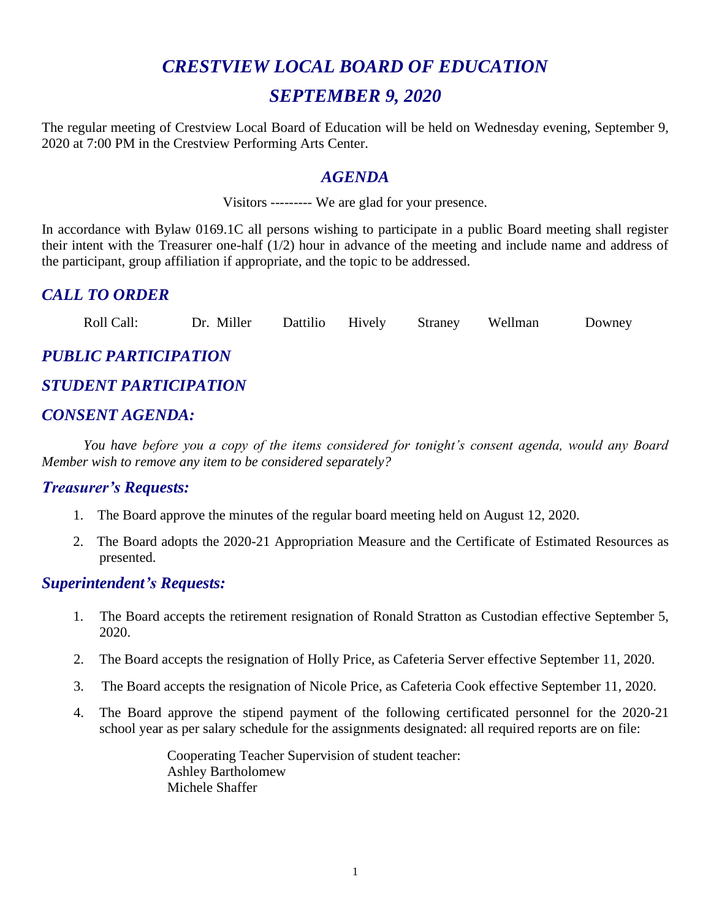# *CRESTVIEW LOCAL BOARD OF EDUCATION*

## *SEPTEMBER 9, 2020*

The regular meeting of Crestview Local Board of Education will be held on Wednesday evening, September 9, 2020 at 7:00 PM in the Crestview Performing Arts Center.

## *AGENDA*

Visitors --------- We are glad for your presence.

In accordance with Bylaw 0169.1C all persons wishing to participate in a public Board meeting shall register their intent with the Treasurer one-half (1/2) hour in advance of the meeting and include name and address of the participant, group affiliation if appropriate, and the topic to be addressed.

## *CALL TO ORDER*

Roll Call: Dr. Miller Dattilio Hively Straney Wellman Downey

## *PUBLIC PARTICIPATION*

## *STUDENT PARTICIPATION*

## *CONSENT AGENDA:*

*You have before you a copy of the items considered for tonight's consent agenda, would any Board Member wish to remove any item to be considered separately?*

### *Treasurer's Requests:*

1. The Board approve the minutes of the regular board meeting held on August 12, 2020.
2. The Board adopts the 2020-21 Appropriation Measure and the Certificate of Estimated Resources as presented.

### *Superintendent's Requests:*

1. The Board accepts the retirement resignation of Ronald Stratton as Custodian effective September 5, 2020.
2. The Board accepts the resignation of Holly Price, as Cafeteria Server effective September 11, 2020.
3. The Board accepts the resignation of Nicole Price, as Cafeteria Cook effective September 11, 2020.
4. The Board approve the stipend payment of the following certificated personnel for the 2020-21 school year as per salary schedule for the assignments designated: all required reports are on file:

   Cooperating Teacher Supervision of student teacher:
   Ashley Bartholomew
   Michele Shaffer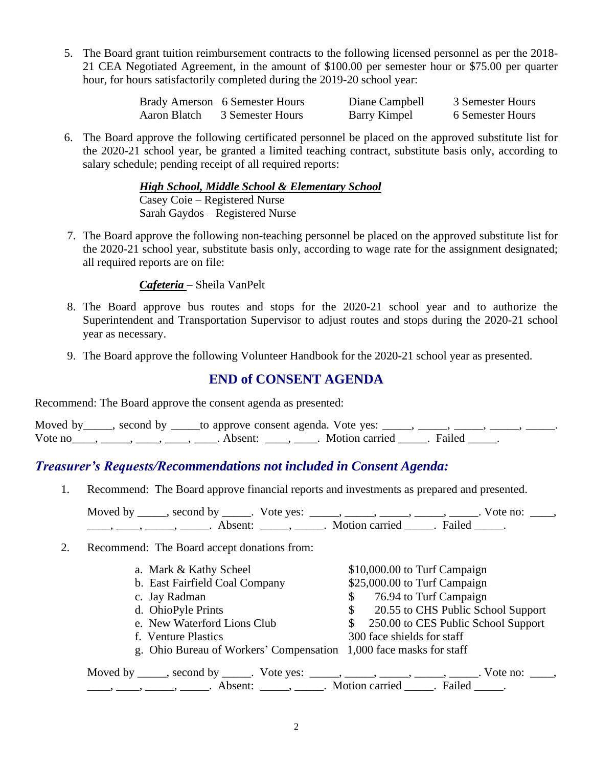5. The Board grant tuition reimbursement contracts to the following licensed personnel as per the 2018-21 CEA Negotiated Agreement, in the amount of $100.00 per semester hour or $75.00 per quarter hour, for hours satisfactorily completed during the 2019-20 school year:

| | | | |
|---|---|---|---|
| Brady Amerson | 6 Semester Hours | Diane Campbell | 3 Semester Hours |
| Aaron Blatch | 3 Semester Hours | Barry Kimpel | 6 Semester Hours |

6. The Board approve the following certificated personnel be placed on the approved substitute list for the 2020-21 school year, be granted a limited teaching contract, substitute basis only, according to salary schedule; pending receipt of all required reports:

   ***High School, Middle School & Elementary School***
   Casey Coie – Registered Nurse
   Sarah Gaydos – Registered Nurse

7. The Board approve the following non-teaching personnel be placed on the approved substitute list for the 2020-21 school year, substitute basis only, according to wage rate for the assignment designated; all required reports are on file:

   ***Cafeteria*** – Sheila VanPelt

8. The Board approve bus routes and stops for the 2020-21 school year and to authorize the Superintendent and Transportation Supervisor to adjust routes and stops during the 2020-21 school year as necessary.

9. The Board approve the following Volunteer Handbook for the 2020-21 school year as presented.

## END of CONSENT AGENDA

Recommend: The Board approve the consent agenda as presented:

Moved by_____, second by _____to approve consent agenda. Vote yes: _____, _____, _____, _____, _____. Vote no____, _____, ____, ____, ____. Absent: ____, ____. Motion carried _____. Failed _____.

## *Treasurer's Requests/Recommendations not included in Consent Agenda:*

1. Recommend: The Board approve financial reports and investments as prepared and presented.

   Moved by _____, second by _____. Vote yes: _____, _____, _____, _____, _____. Vote no: ____, ____, ____, _____, _____. Absent: _____, _____. Motion carried _____. Failed _____.

2. Recommend: The Board accept donations from:

   a. Mark & Kathy Scheel — $10,000.00 to Turf Campaign
   b. East Fairfield Coal Company — $25,000.00 to Turf Campaign
   c. Jay Radman — $ 76.94 to Turf Campaign
   d. OhioPyle Prints — $ 20.55 to CHS Public School Support
   e. New Waterford Lions Club — $ 250.00 to CES Public School Support
   f. Venture Plastics — 300 face shields for staff
   g. Ohio Bureau of Workers' Compensation — 1,000 face masks for staff

   Moved by _____, second by _____. Vote yes: _____, _____, _____, _____, _____. Vote no: ____, ____, ____, _____, _____. Absent: _____, _____. Motion carried _____. Failed _____.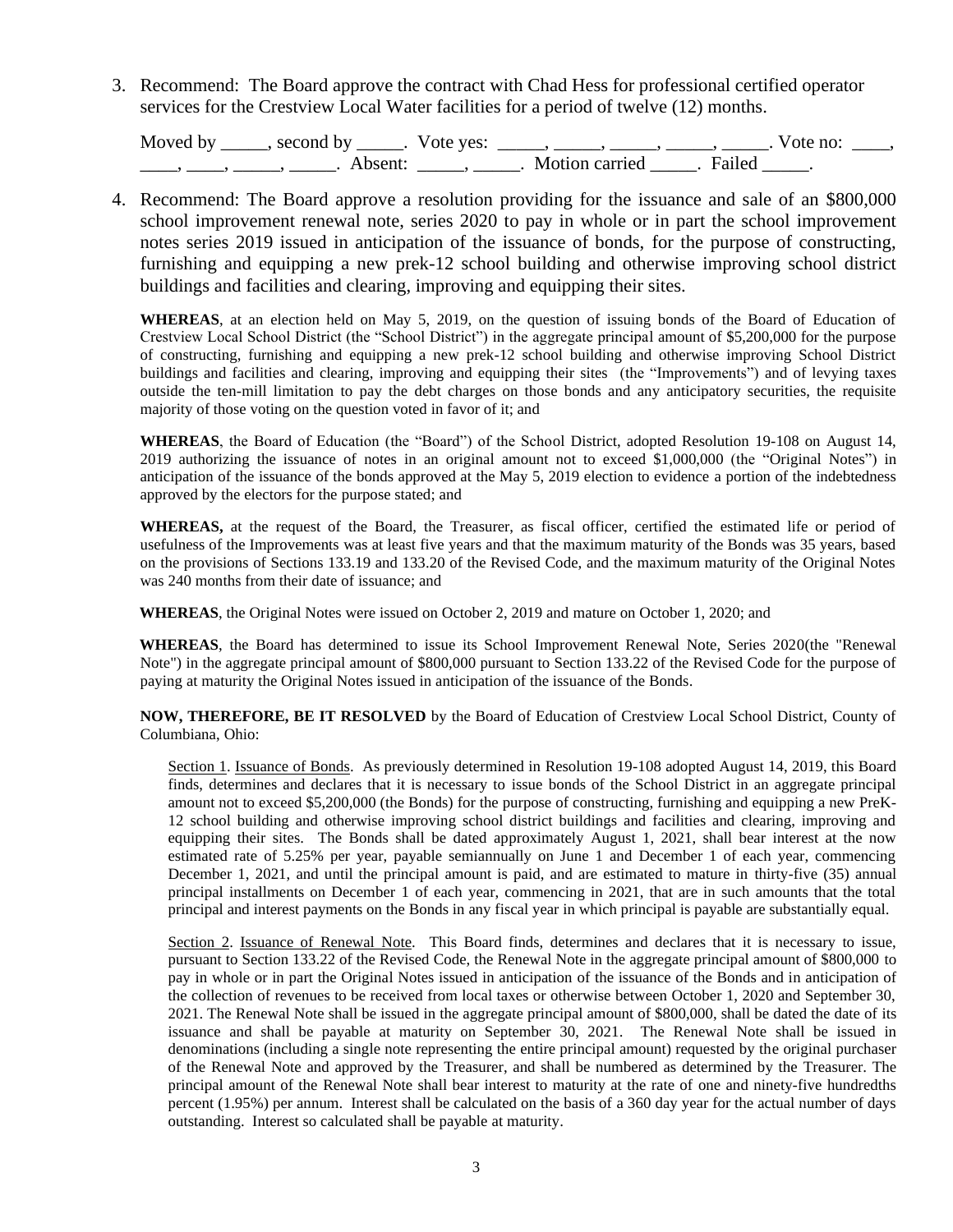3. Recommend: The Board approve the contract with Chad Hess for professional certified operator services for the Crestview Local Water facilities for a period of twelve (12) months.

   Moved by _____, second by _____. Vote yes: _____, _____, _____, _____, _____. Vote no: ____, ____, ____, _____, _____. Absent: _____, _____. Motion carried _____. Failed _____.

4. Recommend: The Board approve a resolution providing for the issuance and sale of an $800,000 school improvement renewal note, series 2020 to pay in whole or in part the school improvement notes series 2019 issued in anticipation of the issuance of bonds, for the purpose of constructing, furnishing and equipping a new prek-12 school building and otherwise improving school district buildings and facilities and clearing, improving and equipping their sites.

**WHEREAS**, at an election held on May 5, 2019, on the question of issuing bonds of the Board of Education of Crestview Local School District (the "School District") in the aggregate principal amount of $5,200,000 for the purpose of constructing, furnishing and equipping a new prek-12 school building and otherwise improving School District buildings and facilities and clearing, improving and equipping their sites (the "Improvements") and of levying taxes outside the ten-mill limitation to pay the debt charges on those bonds and any anticipatory securities, the requisite majority of those voting on the question voted in favor of it; and

**WHEREAS**, the Board of Education (the "Board") of the School District, adopted Resolution 19-108 on August 14, 2019 authorizing the issuance of notes in an original amount not to exceed $1,000,000 (the "Original Notes") in anticipation of the issuance of the bonds approved at the May 5, 2019 election to evidence a portion of the indebtedness approved by the electors for the purpose stated; and

**WHEREAS,** at the request of the Board, the Treasurer, as fiscal officer, certified the estimated life or period of usefulness of the Improvements was at least five years and that the maximum maturity of the Bonds was 35 years, based on the provisions of Sections 133.19 and 133.20 of the Revised Code, and the maximum maturity of the Original Notes was 240 months from their date of issuance; and

**WHEREAS**, the Original Notes were issued on October 2, 2019 and mature on October 1, 2020; and

**WHEREAS**, the Board has determined to issue its School Improvement Renewal Note, Series 2020(the "Renewal Note") in the aggregate principal amount of $800,000 pursuant to Section 133.22 of the Revised Code for the purpose of paying at maturity the Original Notes issued in anticipation of the issuance of the Bonds.

**NOW, THEREFORE, BE IT RESOLVED** by the Board of Education of Crestview Local School District, County of Columbiana, Ohio:

Section 1. Issuance of Bonds. As previously determined in Resolution 19-108 adopted August 14, 2019, this Board finds, determines and declares that it is necessary to issue bonds of the School District in an aggregate principal amount not to exceed $5,200,000 (the Bonds) for the purpose of constructing, furnishing and equipping a new PreK-12 school building and otherwise improving school district buildings and facilities and clearing, improving and equipping their sites. The Bonds shall be dated approximately August 1, 2021, shall bear interest at the now estimated rate of 5.25% per year, payable semiannually on June 1 and December 1 of each year, commencing December 1, 2021, and until the principal amount is paid, and are estimated to mature in thirty-five (35) annual principal installments on December 1 of each year, commencing in 2021, that are in such amounts that the total principal and interest payments on the Bonds in any fiscal year in which principal is payable are substantially equal.

Section 2. Issuance of Renewal Note. This Board finds, determines and declares that it is necessary to issue, pursuant to Section 133.22 of the Revised Code, the Renewal Note in the aggregate principal amount of $800,000 to pay in whole or in part the Original Notes issued in anticipation of the issuance of the Bonds and in anticipation of the collection of revenues to be received from local taxes or otherwise between October 1, 2020 and September 30, 2021. The Renewal Note shall be issued in the aggregate principal amount of $800,000, shall be dated the date of its issuance and shall be payable at maturity on September 30, 2021. The Renewal Note shall be issued in denominations (including a single note representing the entire principal amount) requested by the original purchaser of the Renewal Note and approved by the Treasurer, and shall be numbered as determined by the Treasurer. The principal amount of the Renewal Note shall bear interest to maturity at the rate of one and ninety-five hundredths percent (1.95%) per annum. Interest shall be calculated on the basis of a 360 day year for the actual number of days outstanding. Interest so calculated shall be payable at maturity.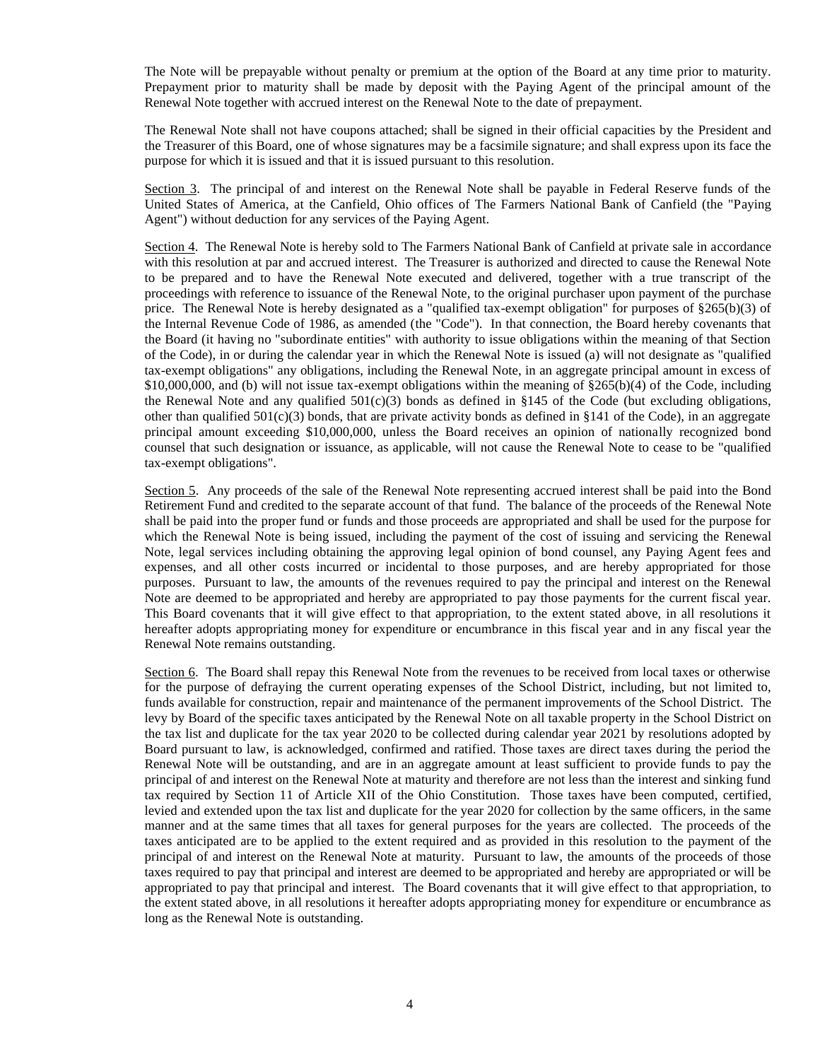The Note will be prepayable without penalty or premium at the option of the Board at any time prior to maturity. Prepayment prior to maturity shall be made by deposit with the Paying Agent of the principal amount of the Renewal Note together with accrued interest on the Renewal Note to the date of prepayment.

The Renewal Note shall not have coupons attached; shall be signed in their official capacities by the President and the Treasurer of this Board, one of whose signatures may be a facsimile signature; and shall express upon its face the purpose for which it is issued and that it is issued pursuant to this resolution.

Section 3. The principal of and interest on the Renewal Note shall be payable in Federal Reserve funds of the United States of America, at the Canfield, Ohio offices of The Farmers National Bank of Canfield (the "Paying Agent") without deduction for any services of the Paying Agent.

Section 4. The Renewal Note is hereby sold to The Farmers National Bank of Canfield at private sale in accordance with this resolution at par and accrued interest. The Treasurer is authorized and directed to cause the Renewal Note to be prepared and to have the Renewal Note executed and delivered, together with a true transcript of the proceedings with reference to issuance of the Renewal Note, to the original purchaser upon payment of the purchase price. The Renewal Note is hereby designated as a "qualified tax-exempt obligation" for purposes of §265(b)(3) of the Internal Revenue Code of 1986, as amended (the "Code"). In that connection, the Board hereby covenants that the Board (it having no "subordinate entities" with authority to issue obligations within the meaning of that Section of the Code), in or during the calendar year in which the Renewal Note is issued (a) will not designate as "qualified tax-exempt obligations" any obligations, including the Renewal Note, in an aggregate principal amount in excess of $10,000,000, and (b) will not issue tax-exempt obligations within the meaning of §265(b)(4) of the Code, including the Renewal Note and any qualified 501(c)(3) bonds as defined in §145 of the Code (but excluding obligations, other than qualified 501(c)(3) bonds, that are private activity bonds as defined in §141 of the Code), in an aggregate principal amount exceeding $10,000,000, unless the Board receives an opinion of nationally recognized bond counsel that such designation or issuance, as applicable, will not cause the Renewal Note to cease to be "qualified tax-exempt obligations".

Section 5. Any proceeds of the sale of the Renewal Note representing accrued interest shall be paid into the Bond Retirement Fund and credited to the separate account of that fund. The balance of the proceeds of the Renewal Note shall be paid into the proper fund or funds and those proceeds are appropriated and shall be used for the purpose for which the Renewal Note is being issued, including the payment of the cost of issuing and servicing the Renewal Note, legal services including obtaining the approving legal opinion of bond counsel, any Paying Agent fees and expenses, and all other costs incurred or incidental to those purposes, and are hereby appropriated for those purposes. Pursuant to law, the amounts of the revenues required to pay the principal and interest on the Renewal Note are deemed to be appropriated and hereby are appropriated to pay those payments for the current fiscal year. This Board covenants that it will give effect to that appropriation, to the extent stated above, in all resolutions it hereafter adopts appropriating money for expenditure or encumbrance in this fiscal year and in any fiscal year the Renewal Note remains outstanding.

Section 6. The Board shall repay this Renewal Note from the revenues to be received from local taxes or otherwise for the purpose of defraying the current operating expenses of the School District, including, but not limited to, funds available for construction, repair and maintenance of the permanent improvements of the School District. The levy by Board of the specific taxes anticipated by the Renewal Note on all taxable property in the School District on the tax list and duplicate for the tax year 2020 to be collected during calendar year 2021 by resolutions adopted by Board pursuant to law, is acknowledged, confirmed and ratified. Those taxes are direct taxes during the period the Renewal Note will be outstanding, and are in an aggregate amount at least sufficient to provide funds to pay the principal of and interest on the Renewal Note at maturity and therefore are not less than the interest and sinking fund tax required by Section 11 of Article XII of the Ohio Constitution. Those taxes have been computed, certified, levied and extended upon the tax list and duplicate for the year 2020 for collection by the same officers, in the same manner and at the same times that all taxes for general purposes for the years are collected. The proceeds of the taxes anticipated are to be applied to the extent required and as provided in this resolution to the payment of the principal of and interest on the Renewal Note at maturity. Pursuant to law, the amounts of the proceeds of those taxes required to pay that principal and interest are deemed to be appropriated and hereby are appropriated or will be appropriated to pay that principal and interest. The Board covenants that it will give effect to that appropriation, to the extent stated above, in all resolutions it hereafter adopts appropriating money for expenditure or encumbrance as long as the Renewal Note is outstanding.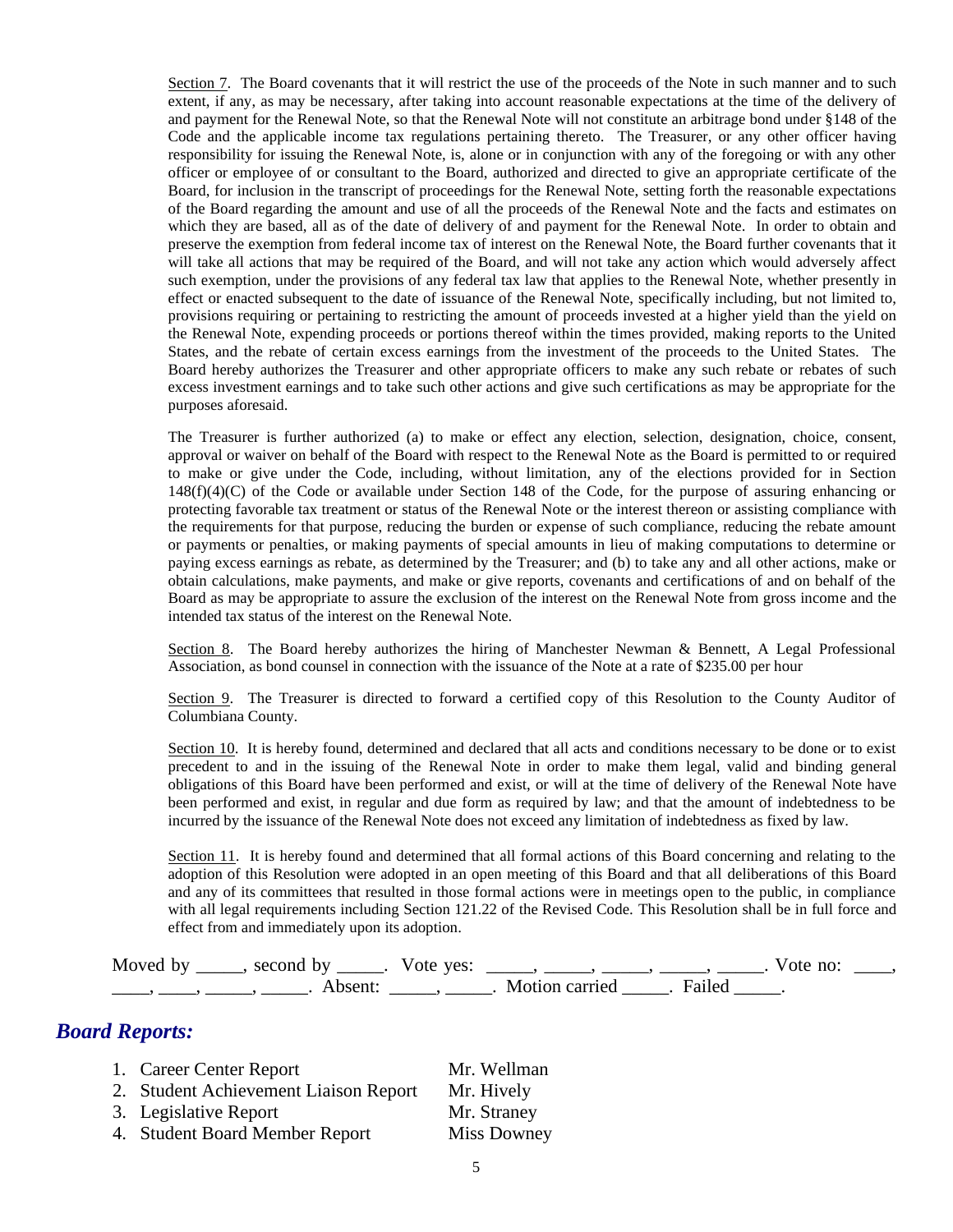<u>Section 7</u>. The Board covenants that it will restrict the use of the proceeds of the Note in such manner and to such extent, if any, as may be necessary, after taking into account reasonable expectations at the time of the delivery of and payment for the Renewal Note, so that the Renewal Note will not constitute an arbitrage bond under §148 of the Code and the applicable income tax regulations pertaining thereto. The Treasurer, or any other officer having responsibility for issuing the Renewal Note, is, alone or in conjunction with any of the foregoing or with any other officer or employee of or consultant to the Board, authorized and directed to give an appropriate certificate of the Board, for inclusion in the transcript of proceedings for the Renewal Note, setting forth the reasonable expectations of the Board regarding the amount and use of all the proceeds of the Renewal Note and the facts and estimates on which they are based, all as of the date of delivery of and payment for the Renewal Note. In order to obtain and preserve the exemption from federal income tax of interest on the Renewal Note, the Board further covenants that it will take all actions that may be required of the Board, and will not take any action which would adversely affect such exemption, under the provisions of any federal tax law that applies to the Renewal Note, whether presently in effect or enacted subsequent to the date of issuance of the Renewal Note, specifically including, but not limited to, provisions requiring or pertaining to restricting the amount of proceeds invested at a higher yield than the yield on the Renewal Note, expending proceeds or portions thereof within the times provided, making reports to the United States, and the rebate of certain excess earnings from the investment of the proceeds to the United States. The Board hereby authorizes the Treasurer and other appropriate officers to make any such rebate or rebates of such excess investment earnings and to take such other actions and give such certifications as may be appropriate for the purposes aforesaid.

The Treasurer is further authorized (a) to make or effect any election, selection, designation, choice, consent, approval or waiver on behalf of the Board with respect to the Renewal Note as the Board is permitted to or required to make or give under the Code, including, without limitation, any of the elections provided for in Section 148(f)(4)(C) of the Code or available under Section 148 of the Code, for the purpose of assuring enhancing or protecting favorable tax treatment or status of the Renewal Note or the interest thereon or assisting compliance with the requirements for that purpose, reducing the burden or expense of such compliance, reducing the rebate amount or payments or penalties, or making payments of special amounts in lieu of making computations to determine or paying excess earnings as rebate, as determined by the Treasurer; and (b) to take any and all other actions, make or obtain calculations, make payments, and make or give reports, covenants and certifications of and on behalf of the Board as may be appropriate to assure the exclusion of the interest on the Renewal Note from gross income and the intended tax status of the interest on the Renewal Note.

<u>Section 8</u>. The Board hereby authorizes the hiring of Manchester Newman & Bennett, A Legal Professional Association, as bond counsel in connection with the issuance of the Note at a rate of $235.00 per hour

<u>Section 9</u>. The Treasurer is directed to forward a certified copy of this Resolution to the County Auditor of Columbiana County.

<u>Section 10</u>. It is hereby found, determined and declared that all acts and conditions necessary to be done or to exist precedent to and in the issuing of the Renewal Note in order to make them legal, valid and binding general obligations of this Board have been performed and exist, or will at the time of delivery of the Renewal Note have been performed and exist, in regular and due form as required by law; and that the amount of indebtedness to be incurred by the issuance of the Renewal Note does not exceed any limitation of indebtedness as fixed by law.

<u>Section 11</u>. It is hereby found and determined that all formal actions of this Board concerning and relating to the adoption of this Resolution were adopted in an open meeting of this Board and that all deliberations of this Board and any of its committees that resulted in those formal actions were in meetings open to the public, in compliance with all legal requirements including Section 121.22 of the Revised Code. This Resolution shall be in full force and effect from and immediately upon its adoption.

Moved by _____, second by _____. Vote yes: _____, _____, _____, _____, _____. Vote no: ____, ____, ____, _____, _____. Absent: _____, _____. Motion carried _____. Failed _____.

## *Board Reports:*

1. Career Center Report — Mr. Wellman
2. Student Achievement Liaison Report — Mr. Hively
3. Legislative Report — Mr. Straney
4. Student Board Member Report — Miss Downey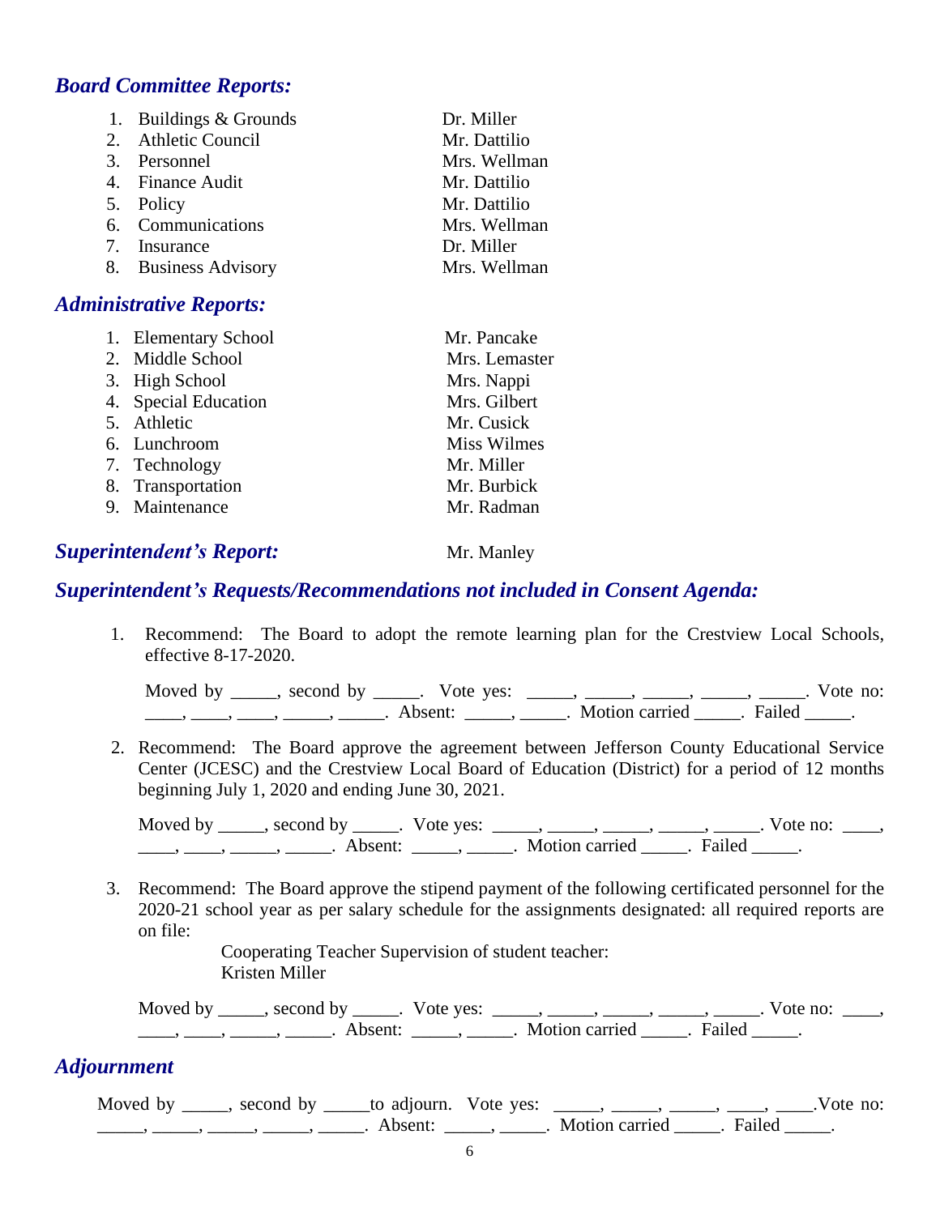## *Board Committee Reports:*

1. Buildings & Grounds — Dr. Miller
2. Athletic Council — Mr. Dattilio
3. Personnel — Mrs. Wellman
4. Finance Audit — Mr. Dattilio
5. Policy — Mr. Dattilio
6. Communications — Mrs. Wellman
7. Insurance — Dr. Miller
8. Business Advisory — Mrs. Wellman

## *Administrative Reports:*

1. Elementary School — Mr. Pancake
2. Middle School — Mrs. Lemaster
3. High School — Mrs. Nappi
4. Special Education — Mrs. Gilbert
5. Athletic — Mr. Cusick
6. Lunchroom — Miss Wilmes
7. Technology — Mr. Miller
8. Transportation — Mr. Burbick
9. Maintenance — Mr. Radman

## *Superintendent's Report:* Mr. Manley

## *Superintendent's Requests/Recommendations not included in Consent Agenda:*

1. Recommend: The Board to adopt the remote learning plan for the Crestview Local Schools, effective 8-17-2020.

   Moved by _____, second by _____. Vote yes: _____, _____, _____, _____, _____. Vote no: ____, ____, ____, _____, _____. Absent: _____, _____. Motion carried _____. Failed _____.

2. Recommend: The Board approve the agreement between Jefferson County Educational Service Center (JCESC) and the Crestview Local Board of Education (District) for a period of 12 months beginning July 1, 2020 and ending June 30, 2021.

   Moved by _____, second by _____. Vote yes: _____, _____, _____, _____, _____. Vote no: ____, ____, ____, _____, _____. Absent: _____, _____. Motion carried _____. Failed _____.

3. Recommend: The Board approve the stipend payment of the following certificated personnel for the 2020-21 school year as per salary schedule for the assignments designated: all required reports are on file:

   Cooperating Teacher Supervision of student teacher:
   Kristen Miller

   Moved by _____, second by _____. Vote yes: _____, _____, _____, _____, _____. Vote no: ____, ____, ____, _____, _____. Absent: _____, _____. Motion carried _____. Failed _____.

## *Adjournment*

Moved by _____, second by _____to adjourn. Vote yes: _____, _____, _____, ____, ____.Vote no: _____, _____, _____, _____, _____. Absent: _____, _____. Motion carried _____. Failed _____.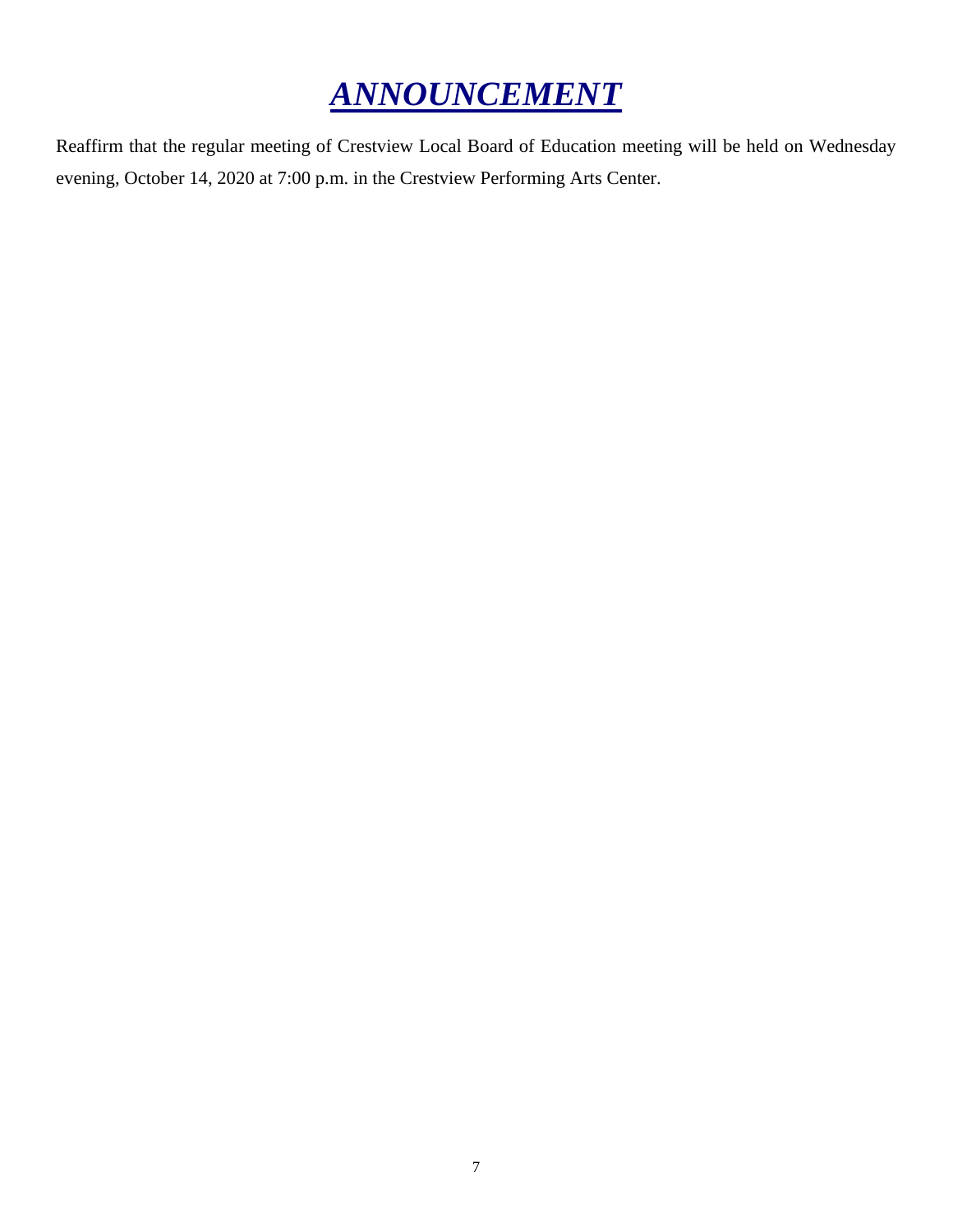# ***ANNOUNCEMENT***

Reaffirm that the regular meeting of Crestview Local Board of Education meeting will be held on Wednesday evening, October 14, 2020 at 7:00 p.m. in the Crestview Performing Arts Center.